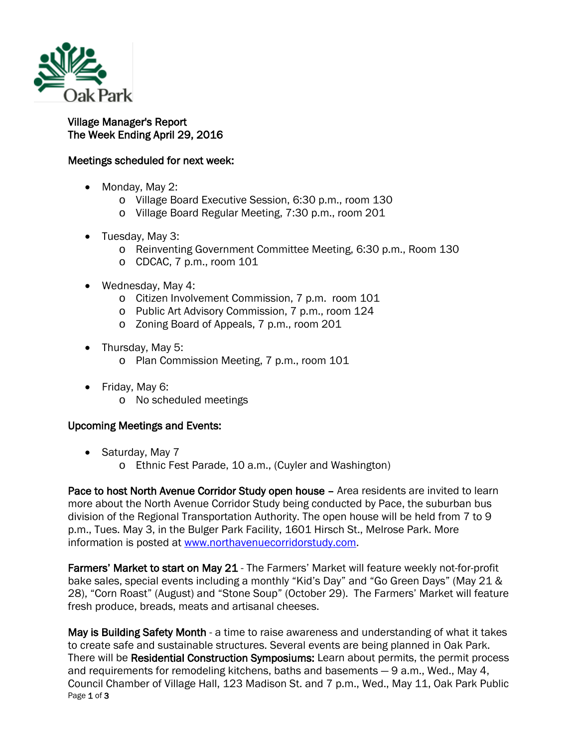Oak Park

# Village Manager's Report
## The Week Ending April 29, 2016

### Meetings scheduled for next week:

- Monday, May 2:
  - Village Board Executive Session, 6:30 p.m., room 130
  - Village Board Regular Meeting, 7:30 p.m., room 201
- Tuesday, May 3:
  - Reinventing Government Committee Meeting, 6:30 p.m., Room 130
  - CDCAC, 7 p.m., room 101
- Wednesday, May 4:
  - Citizen Involvement Commission, 7 p.m. room 101
  - Public Art Advisory Commission, 7 p.m., room 124
  - Zoning Board of Appeals, 7 p.m., room 201
- Thursday, May 5:
  - Plan Commission Meeting, 7 p.m., room 101
- Friday, May 6:
  - No scheduled meetings

### Upcoming Meetings and Events:

- Saturday, May 7
  - Ethnic Fest Parade, 10 a.m., (Cuyler and Washington)

**Pace to host North Avenue Corridor Study open house –** Area residents are invited to learn more about the North Avenue Corridor Study being conducted by Pace, the suburban bus division of the Regional Transportation Authority. The open house will be held from 7 to 9 p.m., Tues. May 3, in the Bulger Park Facility, 1601 Hirsch St., Melrose Park. More information is posted at [www.northavenuecorridorstudy.com](http://www.northavenuecorridorstudy.com).

**Farmers' Market to start on May 21** - The Farmers' Market will feature weekly not-for-profit bake sales, special events including a monthly "Kid's Day" and "Go Green Days" (May 21 & 28), "Corn Roast" (August) and "Stone Soup" (October 29). The Farmers' Market will feature fresh produce, breads, meats and artisanal cheeses.

**May is Building Safety Month** - a time to raise awareness and understanding of what it takes to create safe and sustainable structures. Several events are being planned in Oak Park. There will be **Residential Construction Symposiums:** Learn about permits, the permit process and requirements for remodeling kitchens, baths and basements — 9 a.m., Wed., May 4, Council Chamber of Village Hall, 123 Madison St. and 7 p.m., Wed., May 11, Oak Park Public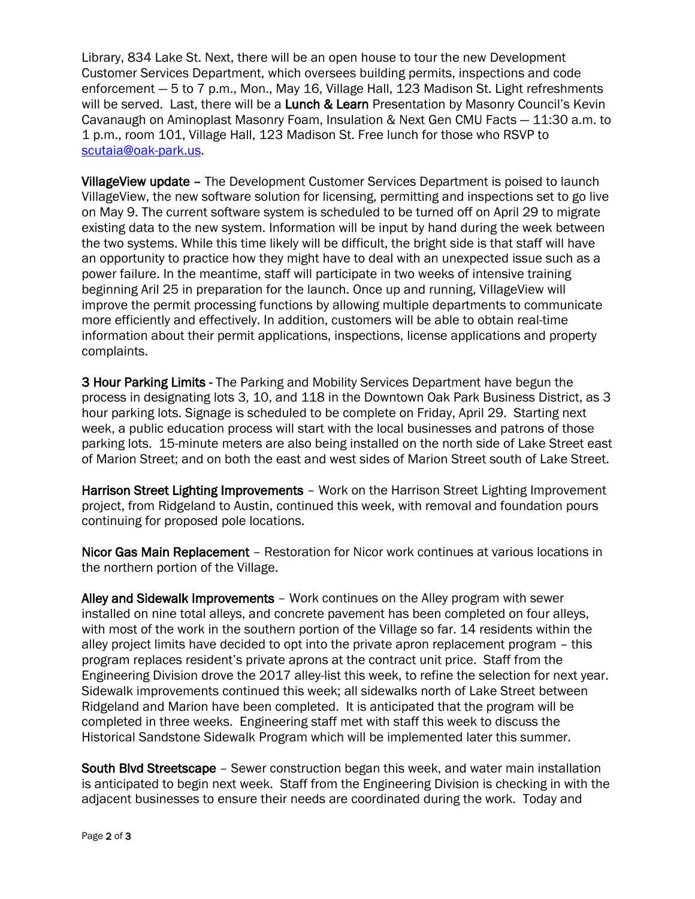Library, 834 Lake St. Next, there will be an open house to tour the new Development Customer Services Department, which oversees building permits, inspections and code enforcement — 5 to 7 p.m., Mon., May 16, Village Hall, 123 Madison St. Light refreshments will be served. Last, there will be a **Lunch & Learn** Presentation by Masonry Council's Kevin Cavanaugh on Aminoplast Masonry Foam, Insulation & Next Gen CMU Facts — 11:30 a.m. to 1 p.m., room 101, Village Hall, 123 Madison St. Free lunch for those who RSVP to [scutaia@oak-park.us](mailto:scutaia@oak-park.us).

**VillageView update –** The Development Customer Services Department is poised to launch VillageView, the new software solution for licensing, permitting and inspections set to go live on May 9. The current software system is scheduled to be turned off on April 29 to migrate existing data to the new system. Information will be input by hand during the week between the two systems. While this time likely will be difficult, the bright side is that staff will have an opportunity to practice how they might have to deal with an unexpected issue such as a power failure. In the meantime, staff will participate in two weeks of intensive training beginning Aril 25 in preparation for the launch. Once up and running, VillageView will improve the permit processing functions by allowing multiple departments to communicate more efficiently and effectively. In addition, customers will be able to obtain real-time information about their permit applications, inspections, license applications and property complaints.

**3 Hour Parking Limits** - The Parking and Mobility Services Department have begun the process in designating lots 3, 10, and 118 in the Downtown Oak Park Business District, as 3 hour parking lots. Signage is scheduled to be complete on Friday, April 29. Starting next week, a public education process will start with the local businesses and patrons of those parking lots. 15-minute meters are also being installed on the north side of Lake Street east of Marion Street; and on both the east and west sides of Marion Street south of Lake Street.

**Harrison Street Lighting Improvements** – Work on the Harrison Street Lighting Improvement project, from Ridgeland to Austin, continued this week, with removal and foundation pours continuing for proposed pole locations.

**Nicor Gas Main Replacement** – Restoration for Nicor work continues at various locations in the northern portion of the Village.

**Alley and Sidewalk Improvements** – Work continues on the Alley program with sewer installed on nine total alleys, and concrete pavement has been completed on four alleys, with most of the work in the southern portion of the Village so far. 14 residents within the alley project limits have decided to opt into the private apron replacement program – this program replaces resident's private aprons at the contract unit price. Staff from the Engineering Division drove the 2017 alley-list this week, to refine the selection for next year. Sidewalk improvements continued this week; all sidewalks north of Lake Street between Ridgeland and Marion have been completed. It is anticipated that the program will be completed in three weeks. Engineering staff met with staff this week to discuss the Historical Sandstone Sidewalk Program which will be implemented later this summer.

**South Blvd Streetscape** – Sewer construction began this week, and water main installation is anticipated to begin next week. Staff from the Engineering Division is checking in with the adjacent businesses to ensure their needs are coordinated during the work. Today and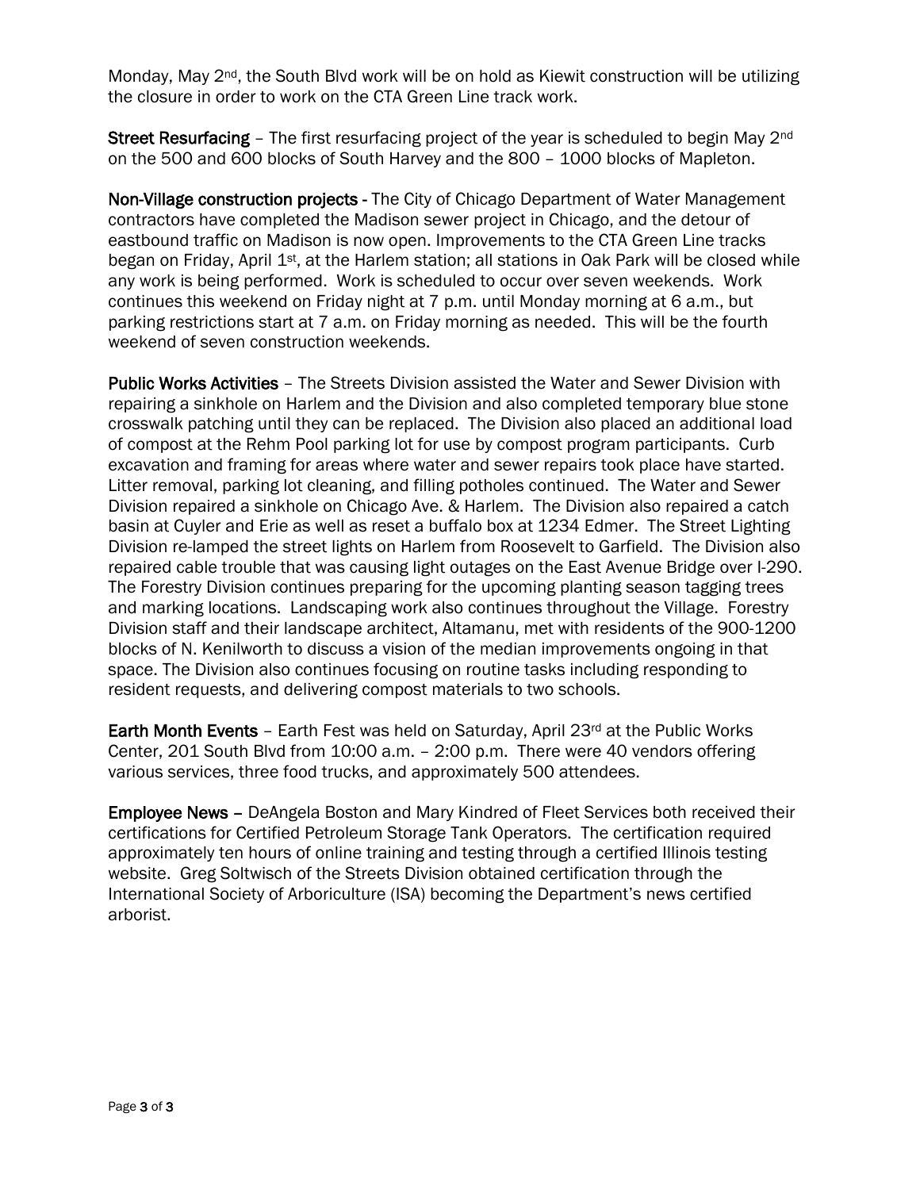Monday, May 2nd, the South Blvd work will be on hold as Kiewit construction will be utilizing the closure in order to work on the CTA Green Line track work.

**Street Resurfacing** – The first resurfacing project of the year is scheduled to begin May 2nd on the 500 and 600 blocks of South Harvey and the 800 – 1000 blocks of Mapleton.

**Non-Village construction projects** - The City of Chicago Department of Water Management contractors have completed the Madison sewer project in Chicago, and the detour of eastbound traffic on Madison is now open. Improvements to the CTA Green Line tracks began on Friday, April 1st, at the Harlem station; all stations in Oak Park will be closed while any work is being performed. Work is scheduled to occur over seven weekends. Work continues this weekend on Friday night at 7 p.m. until Monday morning at 6 a.m., but parking restrictions start at 7 a.m. on Friday morning as needed. This will be the fourth weekend of seven construction weekends.

**Public Works Activities** – The Streets Division assisted the Water and Sewer Division with repairing a sinkhole on Harlem and the Division and also completed temporary blue stone crosswalk patching until they can be replaced. The Division also placed an additional load of compost at the Rehm Pool parking lot for use by compost program participants. Curb excavation and framing for areas where water and sewer repairs took place have started. Litter removal, parking lot cleaning, and filling potholes continued. The Water and Sewer Division repaired a sinkhole on Chicago Ave. & Harlem. The Division also repaired a catch basin at Cuyler and Erie as well as reset a buffalo box at 1234 Edmer. The Street Lighting Division re-lamped the street lights on Harlem from Roosevelt to Garfield. The Division also repaired cable trouble that was causing light outages on the East Avenue Bridge over I-290. The Forestry Division continues preparing for the upcoming planting season tagging trees and marking locations. Landscaping work also continues throughout the Village. Forestry Division staff and their landscape architect, Altamanu, met with residents of the 900-1200 blocks of N. Kenilworth to discuss a vision of the median improvements ongoing in that space. The Division also continues focusing on routine tasks including responding to resident requests, and delivering compost materials to two schools.

**Earth Month Events** – Earth Fest was held on Saturday, April 23rd at the Public Works Center, 201 South Blvd from 10:00 a.m. – 2:00 p.m. There were 40 vendors offering various services, three food trucks, and approximately 500 attendees.

**Employee News** – DeAngela Boston and Mary Kindred of Fleet Services both received their certifications for Certified Petroleum Storage Tank Operators. The certification required approximately ten hours of online training and testing through a certified Illinois testing website. Greg Soltwisch of the Streets Division obtained certification through the International Society of Arboriculture (ISA) becoming the Department's news certified arborist.